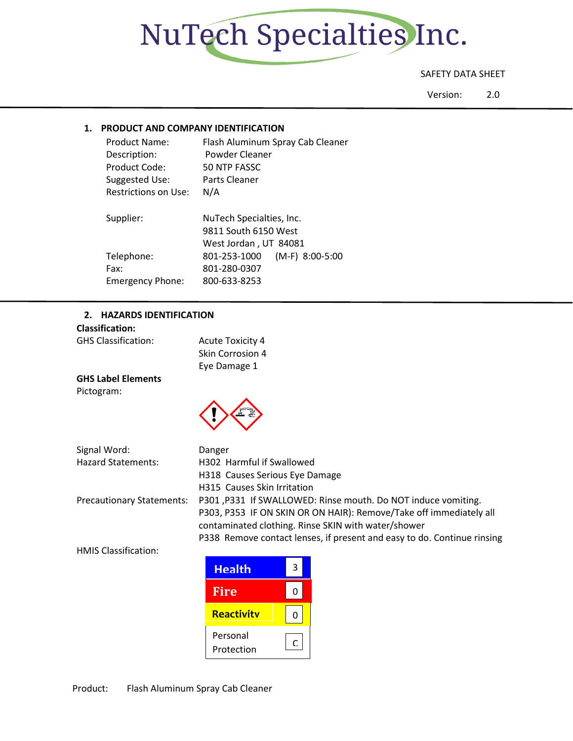# NuTech Specialties Inc.

SAFETY DATA SHEET

Version: 2.0

## 1. PRODUCT AND COMPANY IDENTIFICATION

| | |
|---|---|
| Product Name: | Flash Aluminum Spray Cab Cleaner |
| Description: | Powder Cleaner |
| Product Code: | 50 NTP FASSC |
| Suggested Use: | Parts Cleaner |
| Restrictions on Use: | N/A |
| Supplier: | NuTech Specialties, Inc.<br>9811 South 6150 West<br>West Jordan , UT 84081 |
| Telephone: | 801-253-1000 (M-F) 8:00-5:00 |
| Fax: | 801-280-0307 |
| Emergency Phone: | 800-633-8253 |

## 2. HAZARDS IDENTIFICATION

**Classification:**

GHS Classification:
- Acute Toxicity 4
- Skin Corrosion 4
- Eye Damage 1

**GHS Label Elements**

Pictogram:

Signal Word: Danger

Hazard Statements:
- H302 Harmful if Swallowed
- H318 Causes Serious Eye Damage
- H315 Causes Skin Irritation

Precautionary Statements:
- P301 ,P331 If SWALLOWED: Rinse mouth. Do NOT induce vomiting.
- P303, P353 IF ON SKIN OR ON HAIR): Remove/Take off immediately all contaminated clothing. Rinse SKIN with water/shower
- P338 Remove contact lenses, if present and easy to do. Continue rinsing

HMIS Classification:

| | |
|---|---|
| Health | 3 |
| Fire | 0 |
| Reactivity | 0 |
| Personal Protection | C |

Product: Flash Aluminum Spray Cab Cleaner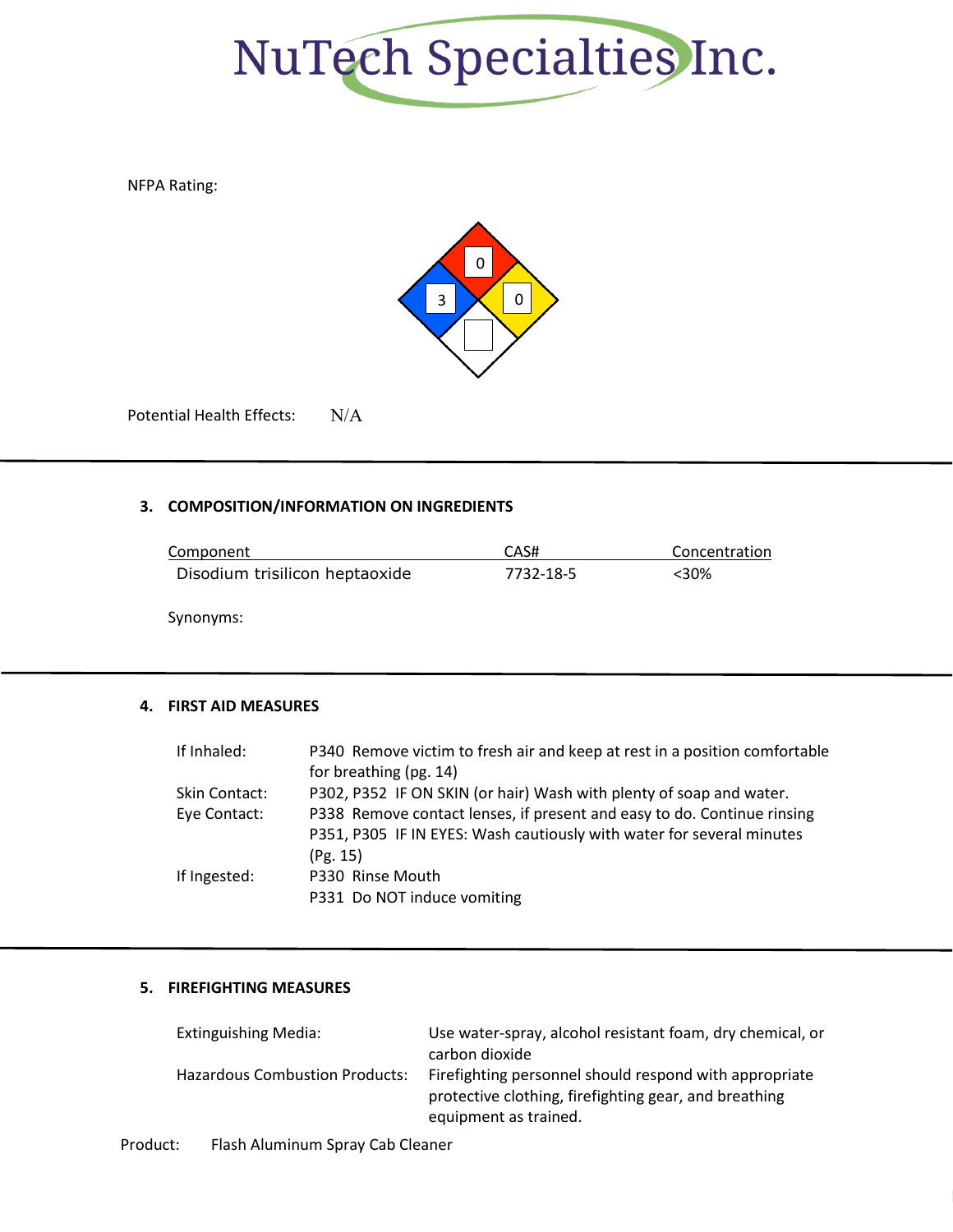NFPA Rating:

| Health (blue) | Flammability (red) | Instability (yellow) | Special (white) |
|---|---|---|---|
| 3 | 0 | 0 | |

Potential Health Effects: N/A

### 3. COMPOSITION/INFORMATION ON INGREDIENTS

| Component | CAS# | Concentration |
|---|---|---|
| Disodium trisilicon heptaoxide | 7732-18-5 | <30% |

Synonyms:

### 4. FIRST AID MEASURES

| | |
|---|---|
| If Inhaled: | P340 Remove victim to fresh air and keep at rest in a position comfortable for breathing (pg. 14) |
| Skin Contact: | P302, P352 IF ON SKIN (or hair) Wash with plenty of soap and water. |
| Eye Contact: | P338 Remove contact lenses, if present and easy to do. Continue rinsing<br>P351, P305 IF IN EYES: Wash cautiously with water for several minutes (Pg. 15) |
| If Ingested: | P330 Rinse Mouth<br>P331 Do NOT induce vomiting |

### 5. FIREFIGHTING MEASURES

| | |
|---|---|
| Extinguishing Media: | Use water-spray, alcohol resistant foam, dry chemical, or carbon dioxide |
| Hazardous Combustion Products: | Firefighting personnel should respond with appropriate protective clothing, firefighting gear, and breathing equipment as trained. |

Product: Flash Aluminum Spray Cab Cleaner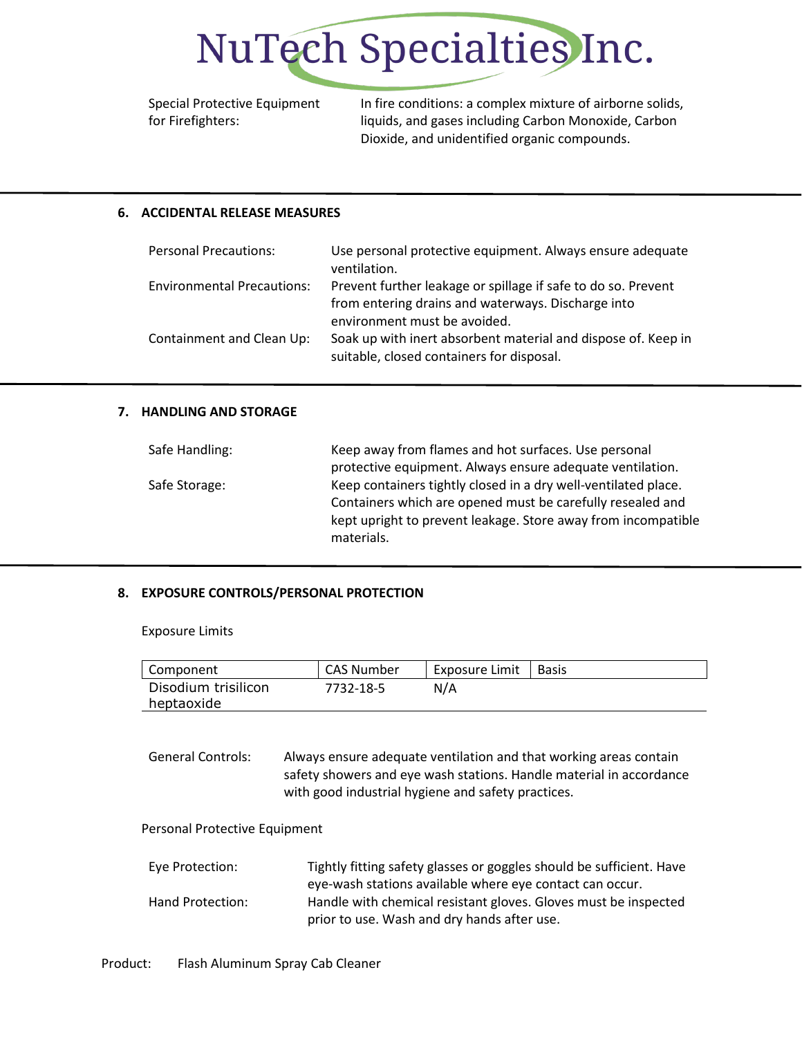| | |
|---|---|
| Special Protective Equipment for Firefighters: | In fire conditions: a complex mixture of airborne solids, liquids, and gases including Carbon Monoxide, Carbon Dioxide, and unidentified organic compounds. |

## 6. ACCIDENTAL RELEASE MEASURES

| | |
|---|---|
| Personal Precautions: | Use personal protective equipment. Always ensure adequate ventilation. |
| Environmental Precautions: | Prevent further leakage or spillage if safe to do so. Prevent from entering drains and waterways. Discharge into environment must be avoided. |
| Containment and Clean Up: | Soak up with inert absorbent material and dispose of. Keep in suitable, closed containers for disposal. |

## 7. HANDLING AND STORAGE

| | |
|---|---|
| Safe Handling: | Keep away from flames and hot surfaces. Use personal protective equipment. Always ensure adequate ventilation. |
| Safe Storage: | Keep containers tightly closed in a dry well-ventilated place. Containers which are opened must be carefully resealed and kept upright to prevent leakage. Store away from incompatible materials. |

## 8. EXPOSURE CONTROLS/PERSONAL PROTECTION

Exposure Limits

| Component | CAS Number | Exposure Limit | Basis |
|---|---|---|---|
| Disodium trisilicon heptaoxide | 7732-18-5 | N/A | |

| | |
|---|---|
| General Controls: | Always ensure adequate ventilation and that working areas contain safety showers and eye wash stations. Handle material in accordance with good industrial hygiene and safety practices. |

Personal Protective Equipment

| | |
|---|---|
| Eye Protection: | Tightly fitting safety glasses or goggles should be sufficient. Have eye-wash stations available where eye contact can occur. |
| Hand Protection: | Handle with chemical resistant gloves. Gloves must be inspected prior to use. Wash and dry hands after use. |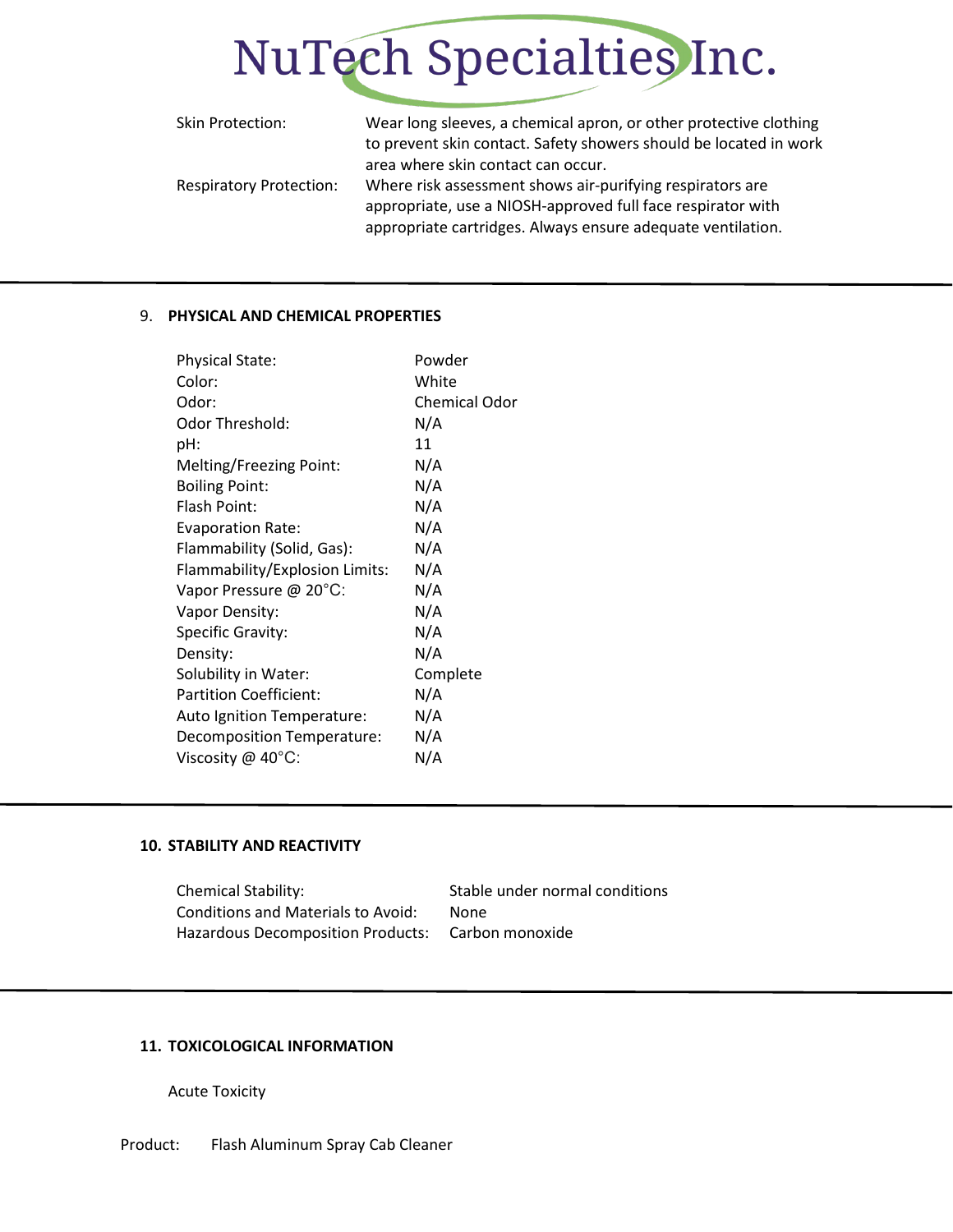| | |
|---|---|
| Skin Protection: | Wear long sleeves, a chemical apron, or other protective clothing to prevent skin contact. Safety showers should be located in work area where skin contact can occur. |
| Respiratory Protection: | Where risk assessment shows air-purifying respirators are appropriate, use a NIOSH-approved full face respirator with appropriate cartridges. Always ensure adequate ventilation. |

## 9. PHYSICAL AND CHEMICAL PROPERTIES

| | |
|---|---|
| Physical State: | Powder |
| Color: | White |
| Odor: | Chemical Odor |
| Odor Threshold: | N/A |
| pH: | 11 |
| Melting/Freezing Point: | N/A |
| Boiling Point: | N/A |
| Flash Point: | N/A |
| Evaporation Rate: | N/A |
| Flammability (Solid, Gas): | N/A |
| Flammability/Explosion Limits: | N/A |
| Vapor Pressure @ 20°C: | N/A |
| Vapor Density: | N/A |
| Specific Gravity: | N/A |
| Density: | N/A |
| Solubility in Water: | Complete |
| Partition Coefficient: | N/A |
| Auto Ignition Temperature: | N/A |
| Decomposition Temperature: | N/A |
| Viscosity @ 40°C: | N/A |

## 10. STABILITY AND REACTIVITY

| | |
|---|---|
| Chemical Stability: | Stable under normal conditions |
| Conditions and Materials to Avoid: | None |
| Hazardous Decomposition Products: | Carbon monoxide |

## 11. TOXICOLOGICAL INFORMATION

Acute Toxicity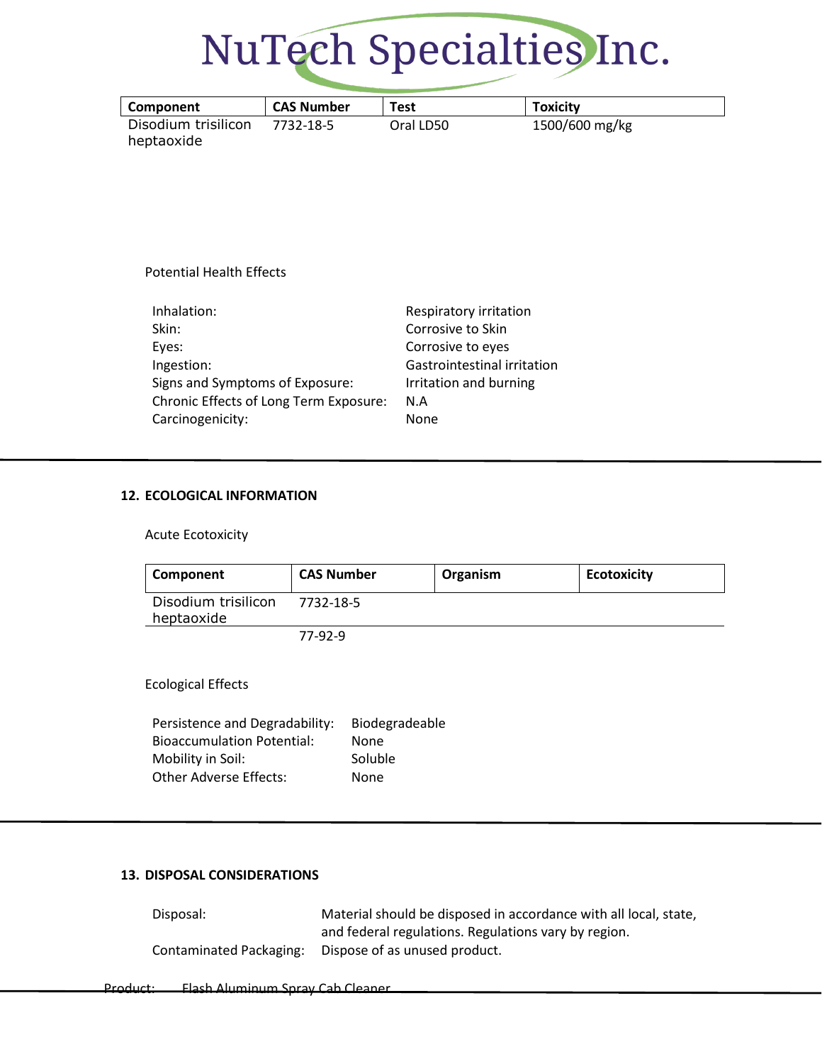| Component | CAS Number | Test | Toxicity |
|---|---|---|---|
| Disodium trisilicon heptaoxide | 7732-18-5 | Oral LD50 | 1500/600 mg/kg |

Potential Health Effects

| | |
|---|---|
| Inhalation: | Respiratory irritation |
| Skin: | Corrosive to Skin |
| Eyes: | Corrosive to eyes |
| Ingestion: | Gastrointestinal irritation |
| Signs and Symptoms of Exposure: | Irritation and burning |
| Chronic Effects of Long Term Exposure: | N.A |
| Carcinogenicity: | None |

## 12. ECOLOGICAL INFORMATION

Acute Ecotoxicity

| Component | CAS Number | Organism | Ecotoxicity |
|---|---|---|---|
| Disodium trisilicon heptaoxide | 7732-18-5 | | |
| | 77-92-9 | | |

Ecological Effects

| | |
|---|---|
| Persistence and Degradability: | Biodegradeable |
| Bioaccumulation Potential: | None |
| Mobility in Soil: | Soluble |
| Other Adverse Effects: | None |

## 13. DISPOSAL CONSIDERATIONS

| | |
|---|---|
| Disposal: | Material should be disposed in accordance with all local, state, and federal regulations. Regulations vary by region. |
| Contaminated Packaging: | Dispose of as unused product. |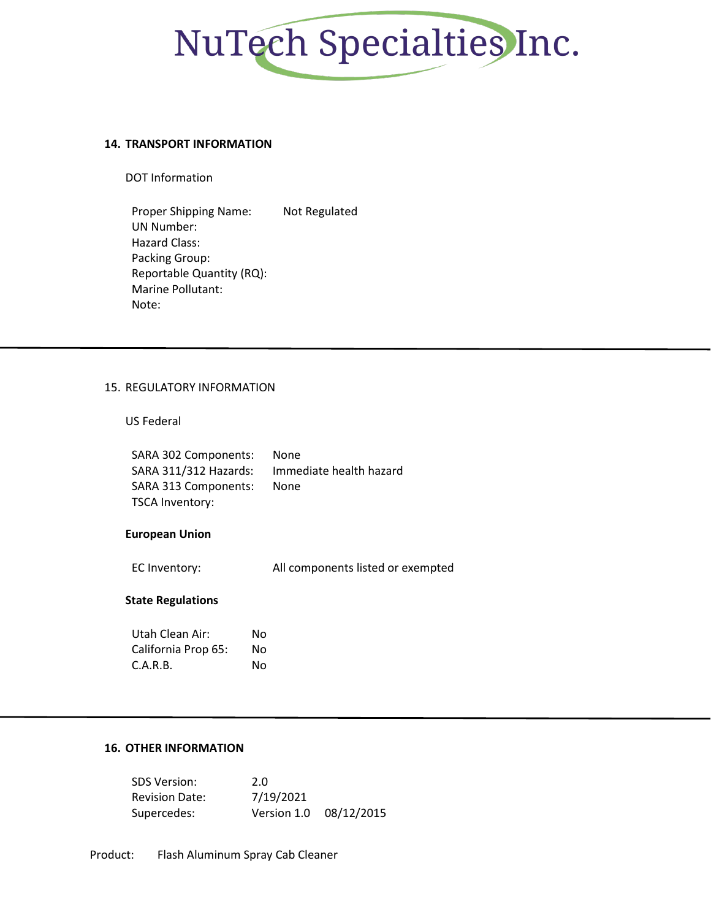## 14. TRANSPORT INFORMATION

DOT Information

| | |
|---|---|
| Proper Shipping Name: | Not Regulated |
| UN Number: | |
| Hazard Class: | |
| Packing Group: | |
| Reportable Quantity (RQ): | |
| Marine Pollutant: | |
| Note: | |

---

## 15. REGULATORY INFORMATION

US Federal

| | |
|---|---|
| SARA 302 Components: | None |
| SARA 311/312 Hazards: | Immediate health hazard |
| SARA 313 Components: | None |
| TSCA Inventory: | |

**European Union**

| | |
|---|---|
| EC Inventory: | All components listed or exempted |

**State Regulations**

| | |
|---|---|
| Utah Clean Air: | No |
| California Prop 65: | No |
| C.A.R.B. | No |

---

## 16. OTHER INFORMATION

| | | |
|---|---|---|
| SDS Version: | 2.0 | |
| Revision Date: | 7/19/2021 | |
| Supercedes: | Version 1.0 | 08/12/2015 |

Product: Flash Aluminum Spray Cab Cleaner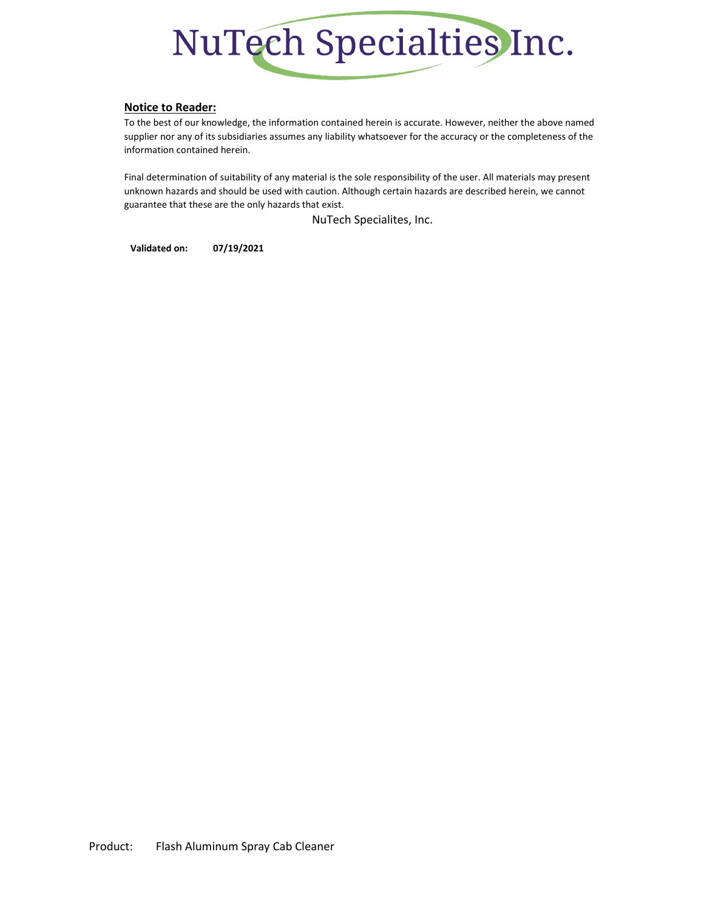NuTech Specialties Inc.

**Notice to Reader:**

To the best of our knowledge, the information contained herein is accurate. However, neither the above named supplier nor any of its subsidiaries assumes any liability whatsoever for the accuracy or the completeness of the information contained herein.

Final determination of suitability of any material is the sole responsibility of the user. All materials may present unknown hazards and should be used with caution. Although certain hazards are described herein, we cannot guarantee that these are the only hazards that exist.

NuTech Specialites, Inc.

**Validated on:** **07/19/2021**